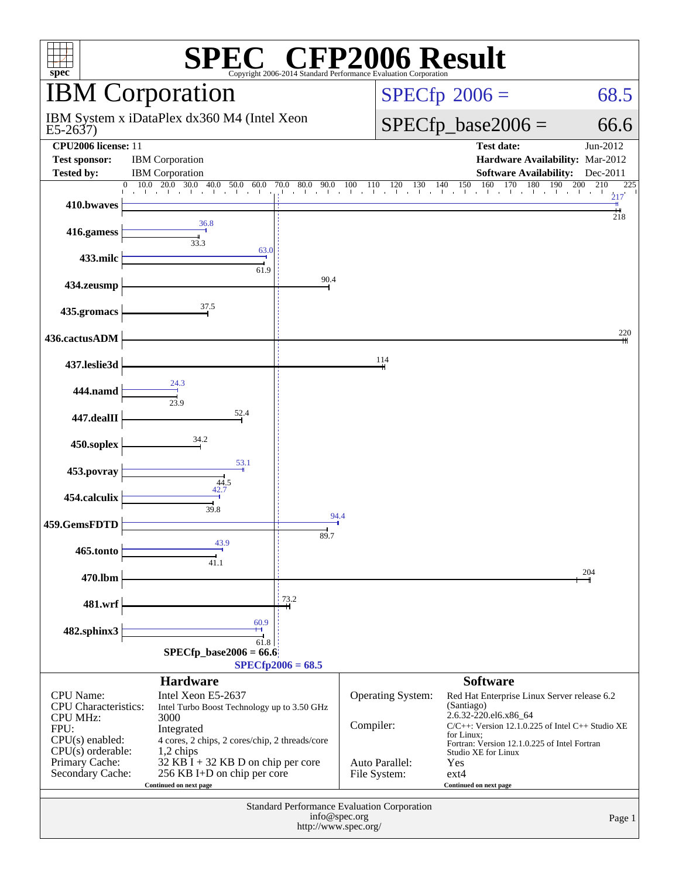# SPEC CFP2006 Result

Copyright 2006-2014 Standard Performance Evaluation Corporation

## IBM Corporation

IBM System x iDataPlex dx360 M4 (Intel Xeon E5-2637)

**SPECfp 2006 = 68.5**

**SPECfp_base2006 = 66.6**

| | | | |
|---|---|---|---|
| **CPU2006 license:** | 11 | **Test date:** | Jun-2012 |
| **Test sponsor:** | IBM Corporation | **Hardware Availability:** | Mar-2012 |
| **Tested by:** | IBM Corporation | **Software Availability:** | Dec-2011 |

| Benchmark | Peak | Base |
|---|---|---|
| 410.bwaves | 217 | 218 |
| 416.gamess | 36.8 | 33.3 |
| 433.milc | 63.0 | 61.9 |
| 434.zeusmp | | 90.4 |
| 435.gromacs | | 37.5 |
| 436.cactusADM | | 220 |
| 437.leslie3d | | 114 |
| 444.namd | 24.3 | 23.9 |
| 447.dealII | | 52.4 |
| 450.soplex | | 34.2 |
| 453.povray | 53.1 | 44.5 |
| 454.calculix | 42.7 | 39.8 |
| 459.GemsFDTD | 94.4 | 89.7 |
| 465.tonto | 43.9 | 41.1 |
| 470.lbm | | 204 |
| 481.wrf | | 73.2 |
| 482.sphinx3 | 60.9 | 61.8 |

SPECfp_base2006 = 66.6

SPECfp2006 = 68.5

### Hardware

| | |
|---|---|
| CPU Name: | Intel Xeon E5-2637 |
| CPU Characteristics: | Intel Turbo Boost Technology up to 3.50 GHz |
| CPU MHz: | 3000 |
| FPU: | Integrated |
| CPU(s) enabled: | 4 cores, 2 chips, 2 cores/chip, 2 threads/core |
| CPU(s) orderable: | 1,2 chips |
| Primary Cache: | 32 KB I + 32 KB D on chip per core |
| Secondary Cache: | 256 KB I+D on chip per core |

Continued on next page

### Software

| | |
|---|---|
| Operating System: | Red Hat Enterprise Linux Server release 6.2 (Santiago) 2.6.32-220.el6.x86_64 |
| Compiler: | C/C++: Version 12.1.0.225 of Intel C++ Studio XE for Linux; Fortran: Version 12.1.0.225 of Intel Fortran Studio XE for Linux |
| Auto Parallel: | Yes |
| File System: | ext4 |

Continued on next page

Standard Performance Evaluation Corporation
info@spec.org
http://www.spec.org/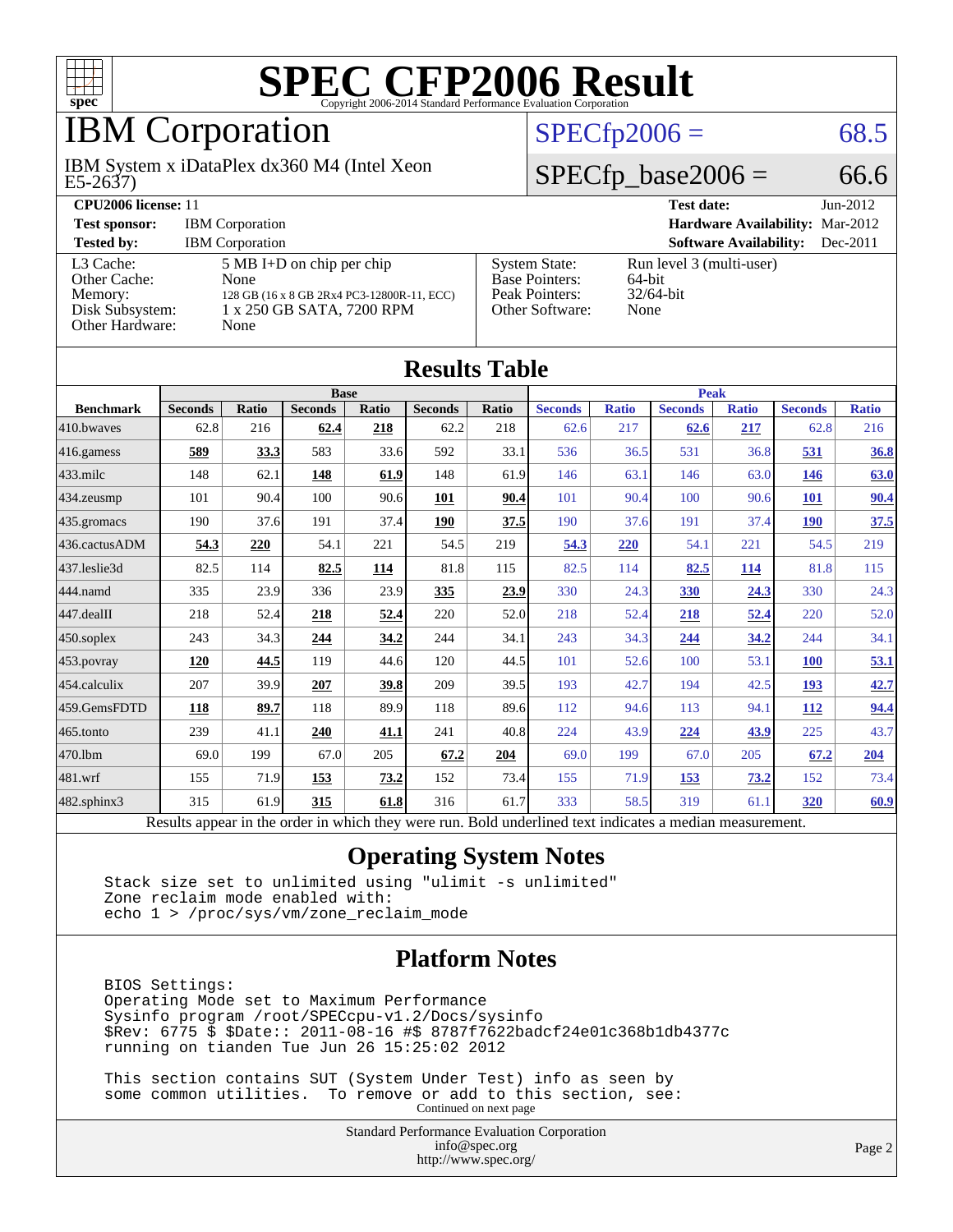# SPEC CFP2006 Result

Copyright 2006-2014 Standard Performance Evaluation Corporation

## IBM Corporation

IBM System x iDataPlex dx360 M4 (Intel Xeon E5-2637)

SPECfp2006 = 68.5

SPECfp_base2006 = 66.6

| | | | |
|---|---|---|---|
| **CPU2006 license:** 11 | | **Test date:** | Jun-2012 |
| **Test sponsor:** | IBM Corporation | **Hardware Availability:** | Mar-2012 |
| **Tested by:** | IBM Corporation | **Software Availability:** | Dec-2011 |

| | | | |
|---|---|---|---|
| L3 Cache: | 5 MB I+D on chip per chip | System State: | Run level 3 (multi-user) |
| Other Cache: | None | Base Pointers: | 64-bit |
| Memory: | 128 GB (16 x 8 GB 2Rx4 PC3-12800R-11, ECC) | Peak Pointers: | 32/64-bit |
| Disk Subsystem: | 1 x 250 GB SATA, 7200 RPM | Other Software: | None |
| Other Hardware: | None | | |

## Results Table

| Benchmark | Base | | | | | | Peak | | | | | |
|---|---|---|---|---|---|---|---|---|---|---|---|---|
| | Seconds | Ratio | Seconds | Ratio | Seconds | Ratio | Seconds | Ratio | Seconds | Ratio | Seconds | Ratio |
| 410.bwaves | 62.8 | 216 | **62.4** | **218** | 62.2 | 218 | 62.6 | 217 | **62.6** | **217** | 62.8 | 216 |
| 416.gamess | **589** | **33.3** | 583 | 33.6 | 592 | 33.1 | 536 | 36.5 | 531 | 36.8 | **531** | **36.8** |
| 433.milc | 148 | 62.1 | **148** | **61.9** | 148 | 61.9 | 146 | 63.1 | 146 | 63.0 | **146** | **63.0** |
| 434.zeusmp | 101 | 90.4 | 100 | 90.6 | **101** | **90.4** | 101 | 90.4 | 100 | 90.6 | **101** | **90.4** |
| 435.gromacs | 190 | 37.6 | 191 | 37.4 | **190** | **37.5** | 190 | 37.6 | 191 | 37.4 | **190** | **37.5** |
| 436.cactusADM | **54.3** | **220** | 54.1 | 221 | 54.5 | 219 | **54.3** | **220** | 54.1 | 221 | 54.5 | 219 |
| 437.leslie3d | 82.5 | 114 | **82.5** | **114** | 81.8 | 115 | 82.5 | 114 | **82.5** | **114** | 81.8 | 115 |
| 444.namd | 335 | 23.9 | 336 | 23.9 | **335** | **23.9** | 330 | 24.3 | **330** | **24.3** | 330 | 24.3 |
| 447.dealII | 218 | 52.4 | **218** | **52.4** | 220 | 52.0 | 218 | 52.4 | **218** | **52.4** | 220 | 52.0 |
| 450.soplex | 243 | 34.3 | **244** | **34.2** | 244 | 34.1 | 243 | 34.3 | **244** | **34.2** | 244 | 34.1 |
| 453.povray | **120** | **44.5** | 119 | 44.6 | 120 | 44.5 | 101 | 52.6 | 100 | 53.1 | **100** | **53.1** |
| 454.calculix | 207 | 39.9 | **207** | **39.8** | 209 | 39.5 | 193 | 42.7 | 194 | 42.5 | **193** | **42.7** |
| 459.GemsFDTD | **118** | **89.7** | 118 | 89.9 | 118 | 89.6 | 112 | 94.6 | 113 | 94.1 | **112** | **94.4** |
| 465.tonto | 239 | 41.1 | **240** | **41.1** | 241 | 40.8 | 224 | 43.9 | **224** | **43.9** | 225 | 43.7 |
| 470.lbm | 69.0 | 199 | 67.0 | 205 | **67.2** | **204** | 69.0 | 199 | 67.0 | 205 | **67.2** | **204** |
| 481.wrf | 155 | 71.9 | **153** | **73.2** | 152 | 73.4 | 155 | 71.9 | **153** | **73.2** | 152 | 73.4 |
| 482.sphinx3 | 315 | 61.9 | **315** | **61.8** | 316 | 61.7 | 333 | 58.5 | 319 | 61.1 | **320** | **60.9** |

Results appear in the order in which they were run. Bold underlined text indicates a median measurement.

## Operating System Notes

```
Stack size set to unlimited using "ulimit -s unlimited"
Zone reclaim mode enabled with:
echo 1 > /proc/sys/vm/zone_reclaim_mode
```

## Platform Notes

```
BIOS Settings:
Operating Mode set to Maximum Performance
Sysinfo program /root/SPECcpu-v1.2/Docs/sysinfo
$Rev: 6775 $ $Date:: 2011-08-16 #$ 8787f7622badcf24e01c368b1db4377c
running on tianden Tue Jun 26 15:25:02 2012

This section contains SUT (System Under Test) info as seen by
some common utilities.  To remove or add to this section, see:
```

Continued on next page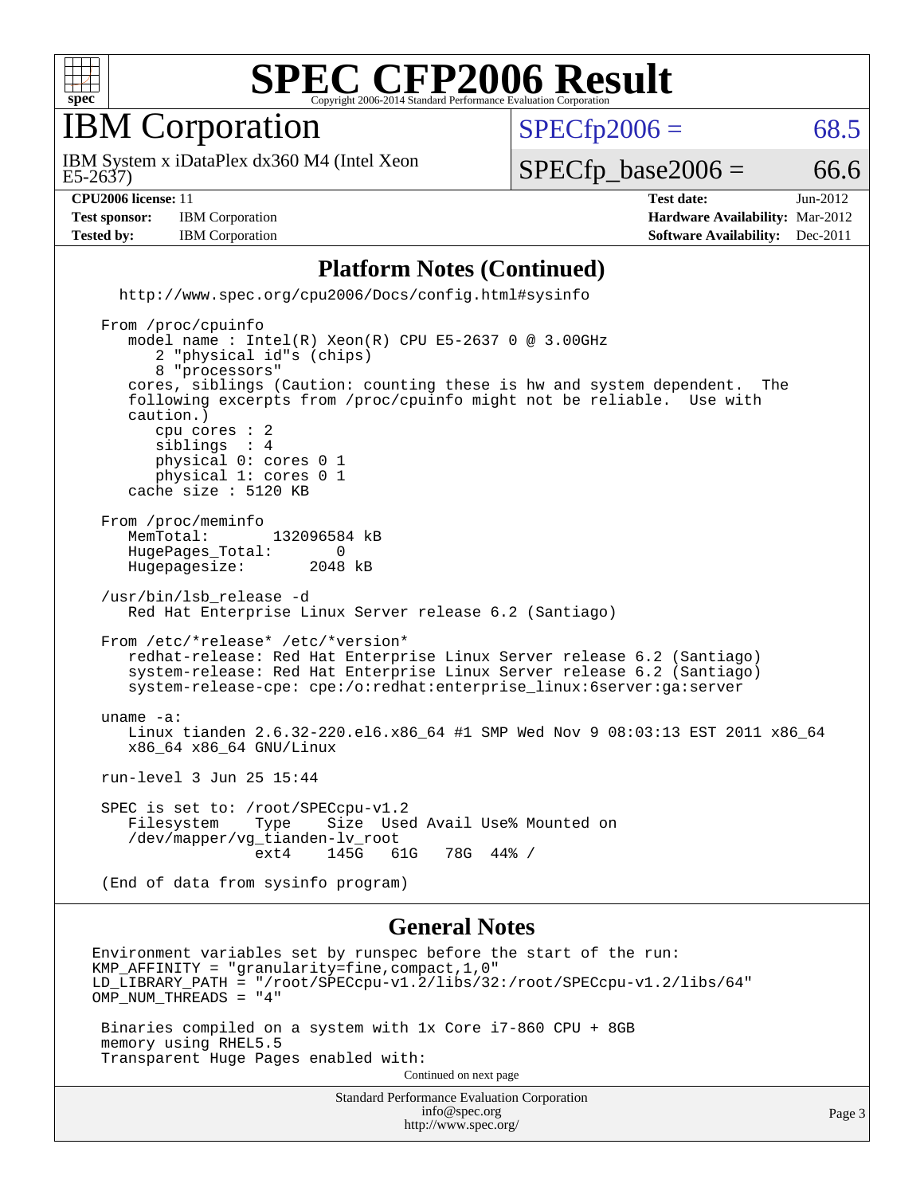# SPEC CFP2006 Result

Copyright 2006-2014 Standard Performance Evaluation Corporation

## IBM Corporation

IBM System x iDataPlex dx360 M4 (Intel Xeon E5-2637)

SPECfp2006 = 68.5

SPECfp_base2006 = 66.6

| | | | |
|---|---|---|---|
| **CPU2006 license:** 11 | | **Test date:** | Jun-2012 |
| **Test sponsor:** | IBM Corporation | **Hardware Availability:** | Mar-2012 |
| **Tested by:** | IBM Corporation | **Software Availability:** | Dec-2011 |

### Platform Notes (Continued)

```
    http://www.spec.org/cpu2006/Docs/config.html#sysinfo

 From /proc/cpuinfo
    model name : Intel(R) Xeon(R) CPU E5-2637 0 @ 3.00GHz
       2 "physical id"s (chips)
       8 "processors"
    cores, siblings (Caution: counting these is hw and system dependent.  The
    following excerpts from /proc/cpuinfo might not be reliable.  Use with
    caution.)
       cpu cores : 2
       siblings  : 4
       physical 0: cores 0 1
       physical 1: cores 0 1
    cache size : 5120 KB

 From /proc/meminfo
    MemTotal:       132096584 kB
    HugePages_Total:       0
    Hugepagesize:       2048 kB

 /usr/bin/lsb_release -d
    Red Hat Enterprise Linux Server release 6.2 (Santiago)

 From /etc/*release* /etc/*version*
    redhat-release: Red Hat Enterprise Linux Server release 6.2 (Santiago)
    system-release: Red Hat Enterprise Linux Server release 6.2 (Santiago)
    system-release-cpe: cpe:/o:redhat:enterprise_linux:6server:ga:server

 uname -a:
    Linux tianden 2.6.32-220.el6.x86_64 #1 SMP Wed Nov 9 08:03:13 EST 2011 x86_64
    x86_64 x86_64 GNU/Linux

 run-level 3 Jun 25 15:44

 SPEC is set to: /root/SPECcpu-v1.2
    Filesystem    Type    Size  Used Avail Use% Mounted on
    /dev/mapper/vg_tianden-lv_root
                  ext4    145G   61G   78G  44% /

 (End of data from sysinfo program)
```

### General Notes

```
Environment variables set by runspec before the start of the run:
KMP_AFFINITY = "granularity=fine,compact,1,0"
LD_LIBRARY_PATH = "/root/SPECcpu-v1.2/libs/32:/root/SPECcpu-v1.2/libs/64"
OMP_NUM_THREADS = "4"

 Binaries compiled on a system with 1x Core i7-860 CPU + 8GB
 memory using RHEL5.5
 Transparent Huge Pages enabled with:
```

Continued on next page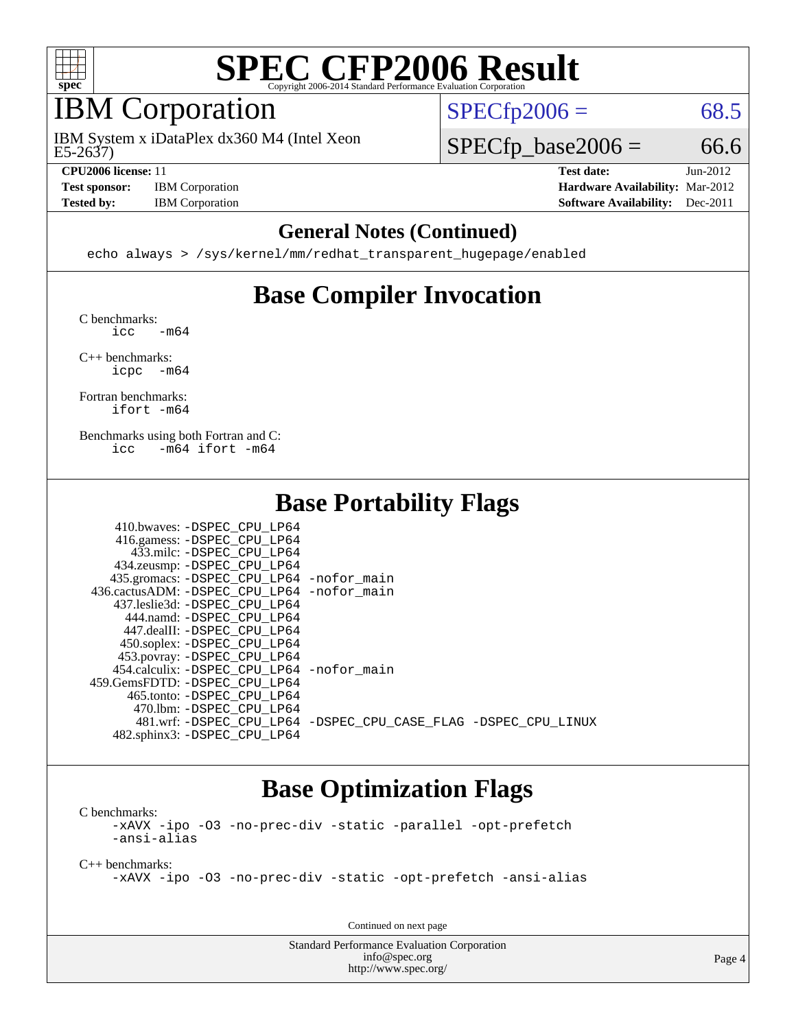# SPEC CFP2006 Result

Copyright 2006-2014 Standard Performance Evaluation Corporation

## IBM Corporation

IBM System x iDataPlex dx360 M4 (Intel Xeon E5-2637)

SPECfp2006 = 68.5

SPECfp_base2006 = 66.6

**CPU2006 license:** 11
**Test sponsor:** IBM Corporation
**Tested by:** IBM Corporation

**Test date:** Jun-2012
**Hardware Availability:** Mar-2012
**Software Availability:** Dec-2011

## General Notes (Continued)

```
echo always > /sys/kernel/mm/redhat_transparent_hugepage/enabled
```

## Base Compiler Invocation

C benchmarks:
```
icc   -m64
```

C++ benchmarks:
```
icpc  -m64
```

Fortran benchmarks:
```
ifort -m64
```

Benchmarks using both Fortran and C:
```
icc   -m64 ifort -m64
```

## Base Portability Flags

| Benchmark | Flags |
|---|---|
| 410.bwaves: | -DSPEC_CPU_LP64 |
| 416.gamess: | -DSPEC_CPU_LP64 |
| 433.milc: | -DSPEC_CPU_LP64 |
| 434.zeusmp: | -DSPEC_CPU_LP64 |
| 435.gromacs: | -DSPEC_CPU_LP64 -nofor_main |
| 436.cactusADM: | -DSPEC_CPU_LP64 -nofor_main |
| 437.leslie3d: | -DSPEC_CPU_LP64 |
| 444.namd: | -DSPEC_CPU_LP64 |
| 447.dealII: | -DSPEC_CPU_LP64 |
| 450.soplex: | -DSPEC_CPU_LP64 |
| 453.povray: | -DSPEC_CPU_LP64 |
| 454.calculix: | -DSPEC_CPU_LP64 -nofor_main |
| 459.GemsFDTD: | -DSPEC_CPU_LP64 |
| 465.tonto: | -DSPEC_CPU_LP64 |
| 470.lbm: | -DSPEC_CPU_LP64 |
| 481.wrf: | -DSPEC_CPU_LP64 -DSPEC_CPU_CASE_FLAG -DSPEC_CPU_LINUX |
| 482.sphinx3: | -DSPEC_CPU_LP64 |

## Base Optimization Flags

C benchmarks:
```
-xAVX -ipo -O3 -no-prec-div -static -parallel -opt-prefetch
-ansi-alias
```

C++ benchmarks:
```
-xAVX -ipo -O3 -no-prec-div -static -opt-prefetch -ansi-alias
```

Continued on next page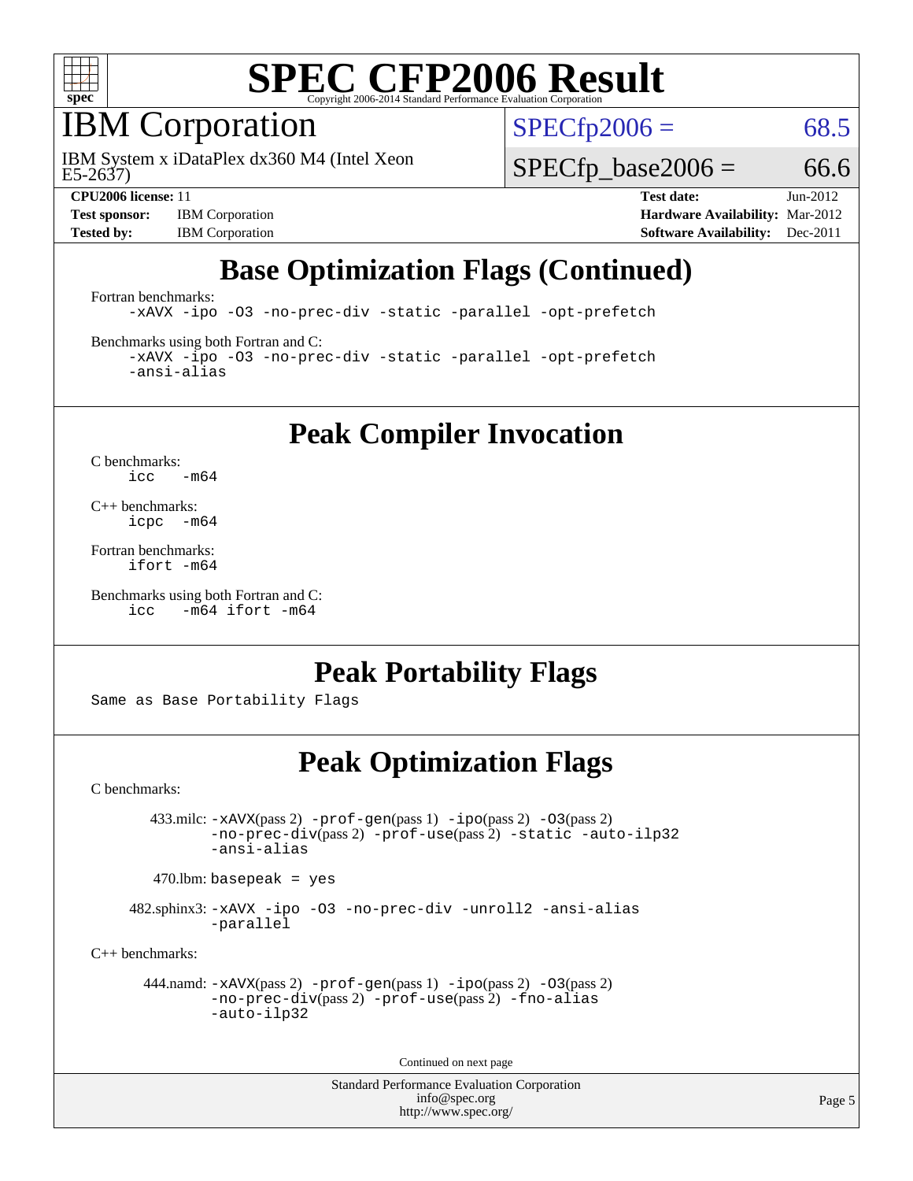# Base Optimization Flags (Continued)

Fortran benchmarks:

```
-xAVX -ipo -O3 -no-prec-div -static -parallel -opt-prefetch
```

Benchmarks using both Fortran and C:

```
-xAVX -ipo -O3 -no-prec-div -static -parallel -opt-prefetch
-ansi-alias
```

# Peak Compiler Invocation

C benchmarks:

```
icc   -m64
```

C++ benchmarks:

```
icpc  -m64
```

Fortran benchmarks:

```
ifort -m64
```

Benchmarks using both Fortran and C:

```
icc   -m64 ifort -m64
```

# Peak Portability Flags

Same as Base Portability Flags

# Peak Optimization Flags

C benchmarks:

433.milc: -xAVX(pass 2) -prof-gen(pass 1) -ipo(pass 2) -O3(pass 2) -no-prec-div(pass 2) -prof-use(pass 2) -static -auto-ilp32 -ansi-alias

470.lbm: basepeak = yes

482.sphinx3: -xAVX -ipo -O3 -no-prec-div -unroll2 -ansi-alias -parallel

C++ benchmarks:

444.namd: -xAVX(pass 2) -prof-gen(pass 1) -ipo(pass 2) -O3(pass 2) -no-prec-div(pass 2) -prof-use(pass 2) -fno-alias -auto-ilp32

Continued on next page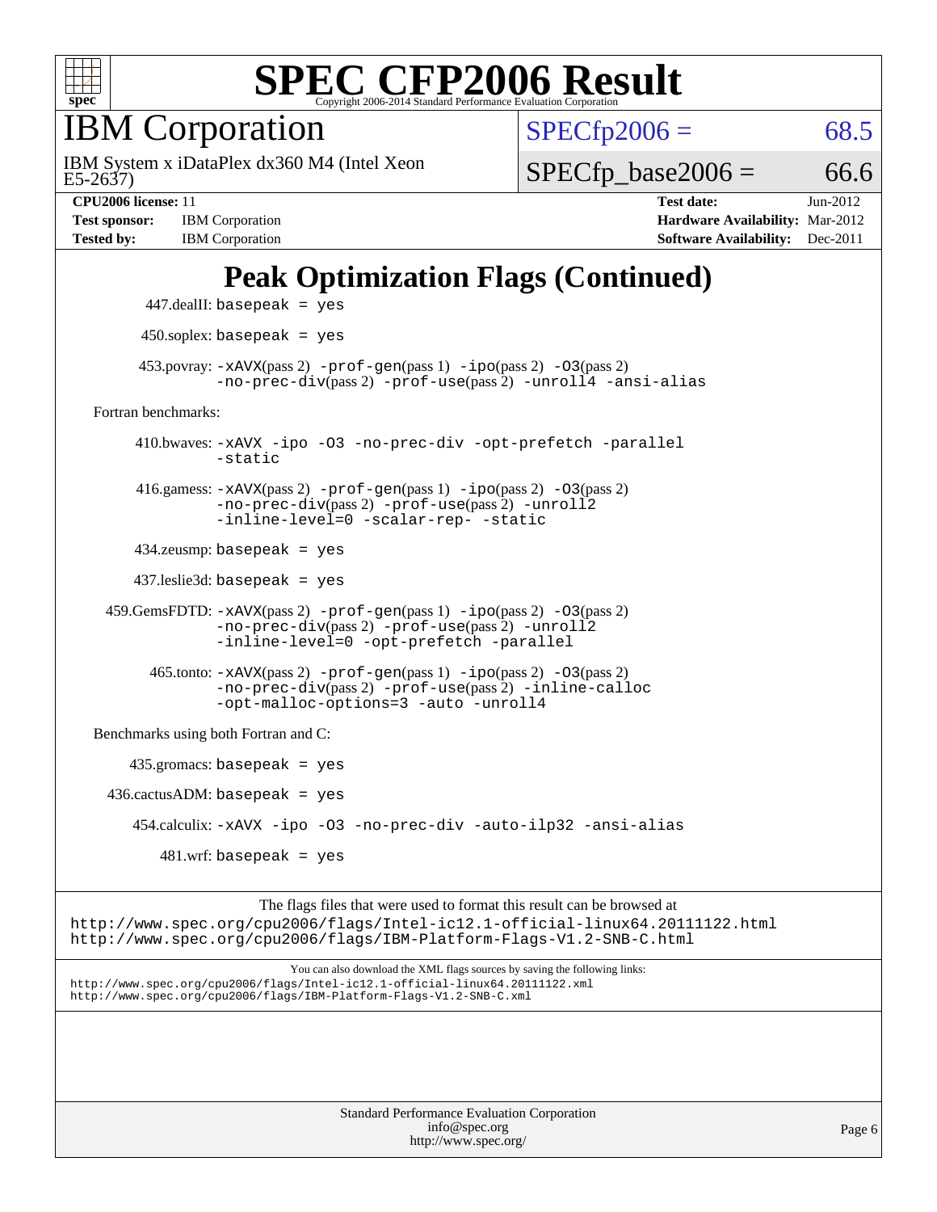# SPEC CFP2006 Result

Copyright 2006-2014 Standard Performance Evaluation Corporation

## IBM Corporation

IBM System x iDataPlex dx360 M4 (Intel Xeon E5-2637)

SPECfp2006 = 68.5

SPECfp_base2006 = 66.6

| | | | |
|---|---|---|---|
| **CPU2006 license:** 11 | | **Test date:** | Jun-2012 |
| **Test sponsor:** | IBM Corporation | **Hardware Availability:** | Mar-2012 |
| **Tested by:** | IBM Corporation | **Software Availability:** | Dec-2011 |

## Peak Optimization Flags (Continued)

447.dealII: basepeak = yes

450.soplex: basepeak = yes

453.povray: -xAVX(pass 2) -prof-gen(pass 1) -ipo(pass 2) -O3(pass 2) -no-prec-div(pass 2) -prof-use(pass 2) -unroll4 -ansi-alias

Fortran benchmarks:

410.bwaves: -xAVX -ipo -O3 -no-prec-div -opt-prefetch -parallel -static

416.gamess: -xAVX(pass 2) -prof-gen(pass 1) -ipo(pass 2) -O3(pass 2) -no-prec-div(pass 2) -prof-use(pass 2) -unroll2 -inline-level=0 -scalar-rep- -static

434.zeusmp: basepeak = yes

437.leslie3d: basepeak = yes

459.GemsFDTD: -xAVX(pass 2) -prof-gen(pass 1) -ipo(pass 2) -O3(pass 2) -no-prec-div(pass 2) -prof-use(pass 2) -unroll2 -inline-level=0 -opt-prefetch -parallel

465.tonto: -xAVX(pass 2) -prof-gen(pass 1) -ipo(pass 2) -O3(pass 2) -no-prec-div(pass 2) -prof-use(pass 2) -inline-calloc -opt-malloc-options=3 -auto -unroll4

Benchmarks using both Fortran and C:

435.gromacs: basepeak = yes

436.cactusADM: basepeak = yes

454.calculix: -xAVX -ipo -O3 -no-prec-div -auto-ilp32 -ansi-alias

481.wrf: basepeak = yes

The flags files that were used to format this result can be browsed at
http://www.spec.org/cpu2006/flags/Intel-ic12.1-official-linux64.20111122.html
http://www.spec.org/cpu2006/flags/IBM-Platform-Flags-V1.2-SNB-C.html

You can also download the XML flags sources by saving the following links:
http://www.spec.org/cpu2006/flags/Intel-ic12.1-official-linux64.20111122.xml
http://www.spec.org/cpu2006/flags/IBM-Platform-Flags-V1.2-SNB-C.xml

Standard Performance Evaluation Corporation
info@spec.org
http://www.spec.org/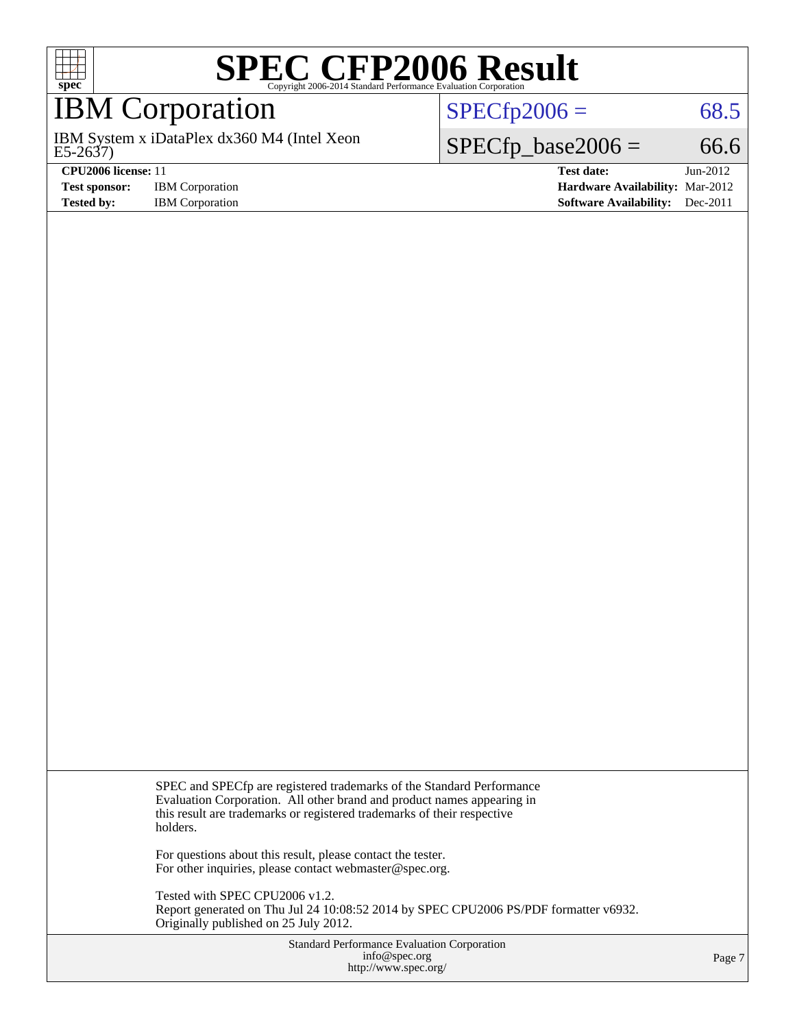SPEC and SPECfp are registered trademarks of the Standard Performance Evaluation Corporation. All other brand and product names appearing in this result are trademarks or registered trademarks of their respective holders.

For questions about this result, please contact the tester.
For other inquiries, please contact webmaster@spec.org.

Tested with SPEC CPU2006 v1.2.
Report generated on Thu Jul 24 10:08:52 2014 by SPEC CPU2006 PS/PDF formatter v6932.
Originally published on 25 July 2012.